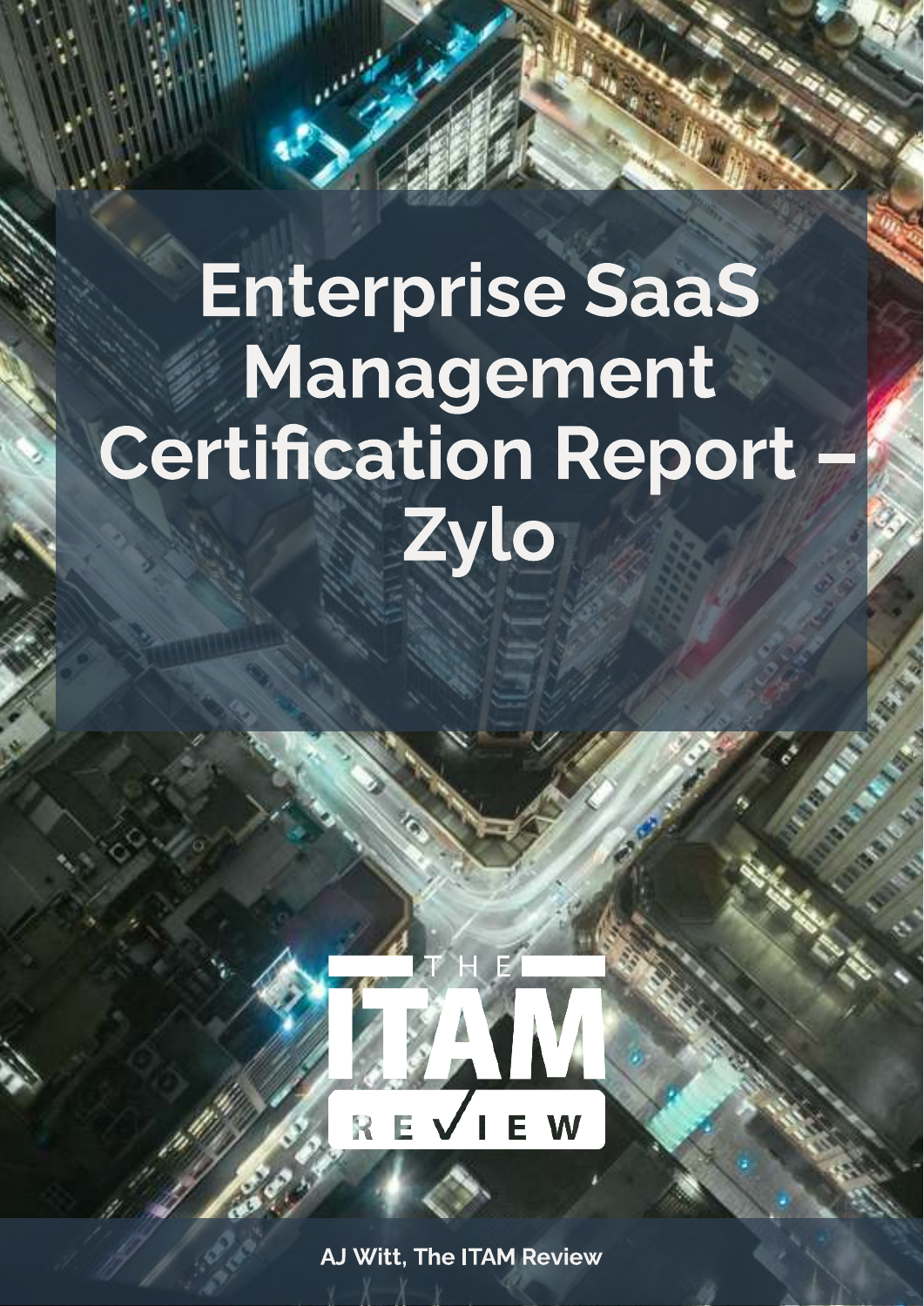# Enterprise SaaS Management Certification Report – Zylo

AJ Witt, The ITAM Review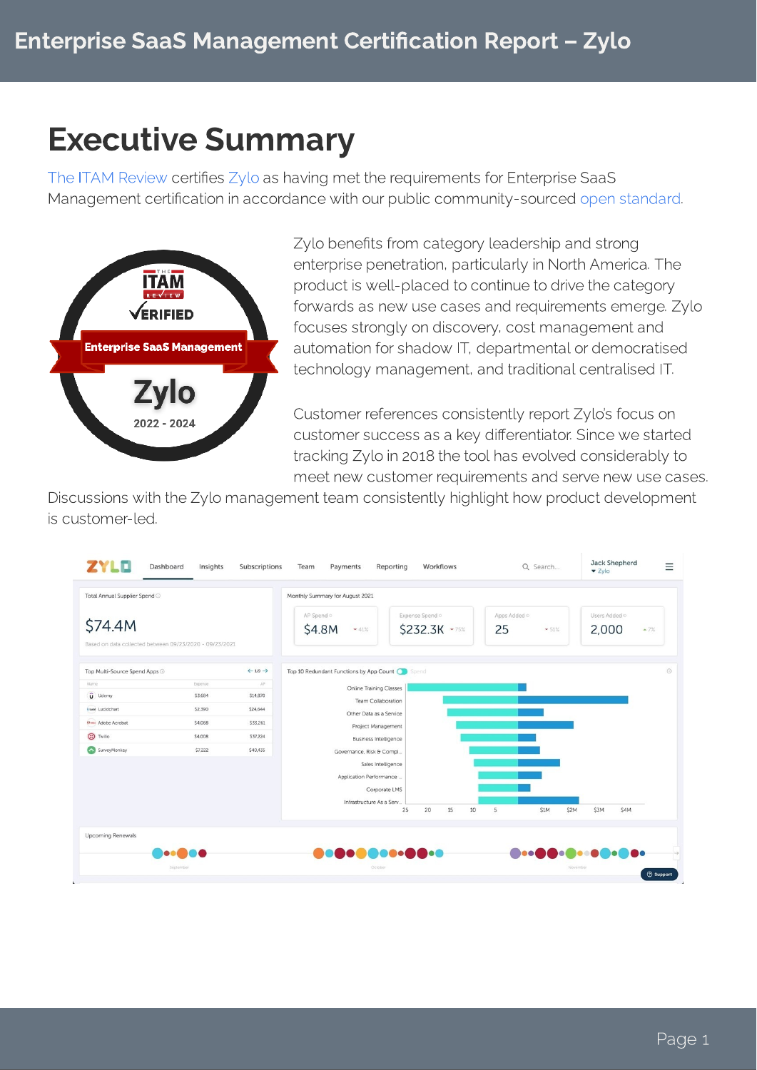# Executive Summary

The ITAM Review certifies Zylo as having met the requirements for Enterprise SaaS Management certification in accordance with our public community-sourced open standard.

Zylo benefits from category leadership and strong enterprise penetration, particularly in North America. The product is well-placed to continue to drive the category forwards as new use cases and requirements emerge. Zylo focuses strongly on discovery, cost management and automation for shadow IT, departmental or democratised technology management, and traditional centralised IT.

Customer references consistently report Zylo's focus on customer success as a key differentiator. Since we started tracking Zylo in 2018 the tool has evolved considerably to meet new customer requirements and serve new use cases. Discussions with the Zylo management team consistently highlight how product development is customer-led.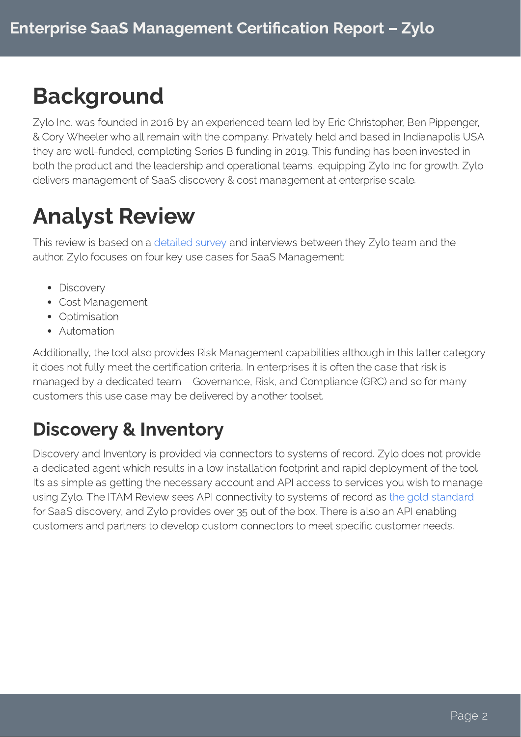# Background

Zylo Inc. was founded in 2016 by an experienced team led by Eric Christopher, Ben Pippenger, & Cory Wheeler who all remain with the company. Privately held and based in Indianapolis USA they are well-funded, completing Series B funding in 2019. This funding has been invested in both the product and the leadership and operational teams, equipping Zylo Inc for growth. Zylo delivers management of SaaS discovery & cost management at enterprise scale.

# Analyst Review

This review is based on a detailed survey and interviews between they Zylo team and the author. Zylo focuses on four key use cases for SaaS Management:

- Discovery
- Cost Management
- Optimisation
- Automation

Additionally, the tool also provides Risk Management capabilities although in this latter category it does not fully meet the certification criteria. In enterprises it is often the case that risk is managed by a dedicated team – Governance, Risk, and Compliance (GRC) and so for many customers this use case may be delivered by another toolset.

## Discovery & Inventory

Discovery and Inventory is provided via connectors to systems of record. Zylo does not provide a dedicated agent which results in a low installation footprint and rapid deployment of the tool. It's as simple as getting the necessary account and API access to services you wish to manage using Zylo. The ITAM Review sees API connectivity to systems of record as the gold standard for SaaS discovery, and Zylo provides over 35 out of the box. There is also an API enabling customers and partners to develop custom connectors to meet specific customer needs.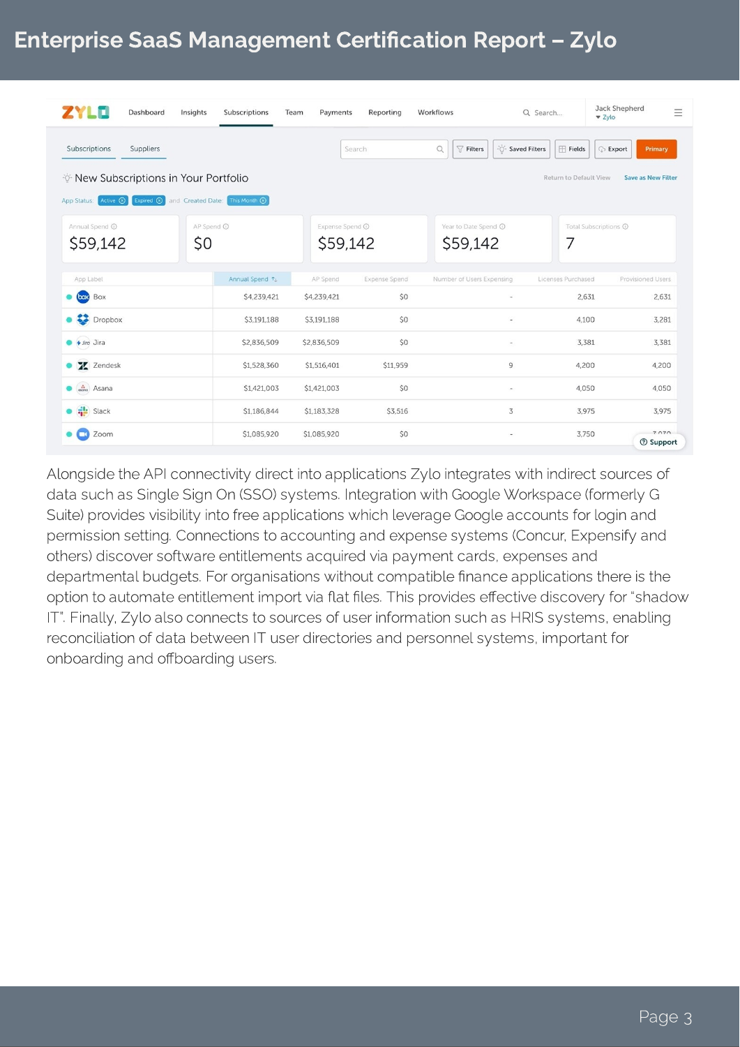| App Label | Annual Spend | AP Spend | Expense Spend | Number of Users Expensing | Licenses Purchased | Provisioned Users |
|---|---|---|---|---|---|---|
| Box | $4,239,421 | $4,239,421 | $0 | - | 2,631 | 2,631 |
| Dropbox | $3,191,188 | $3,191,188 | $0 | - | 4,100 | 3,281 |
| Jira | $2,836,509 | $2,836,509 | $0 | - | 3,381 | 3,381 |
| Zendesk | $1,528,360 | $1,516,401 | $11,959 | 9 | 4,200 | 4,200 |
| Asana | $1,421,003 | $1,421,003 | $0 | - | 4,050 | 4,050 |
| Slack | $1,186,844 | $1,183,328 | $3,516 | 3 | 3,975 | 3,975 |
| Zoom | $1,085,920 | $1,085,920 | $0 | - | 3,750 | 3,030 |

Alongside the API connectivity direct into applications Zylo integrates with indirect sources of data such as Single Sign On (SSO) systems. Integration with Google Workspace (formerly G Suite) provides visibility into free applications which leverage Google accounts for login and permission setting. Connections to accounting and expense systems (Concur, Expensify and others) discover software entitlements acquired via payment cards, expenses and departmental budgets. For organisations without compatible finance applications there is the option to automate entitlement import via flat files. This provides effective discovery for "shadow IT". Finally, Zylo also connects to sources of user information such as HRIS systems, enabling reconciliation of data between IT user directories and personnel systems, important for onboarding and offboarding users.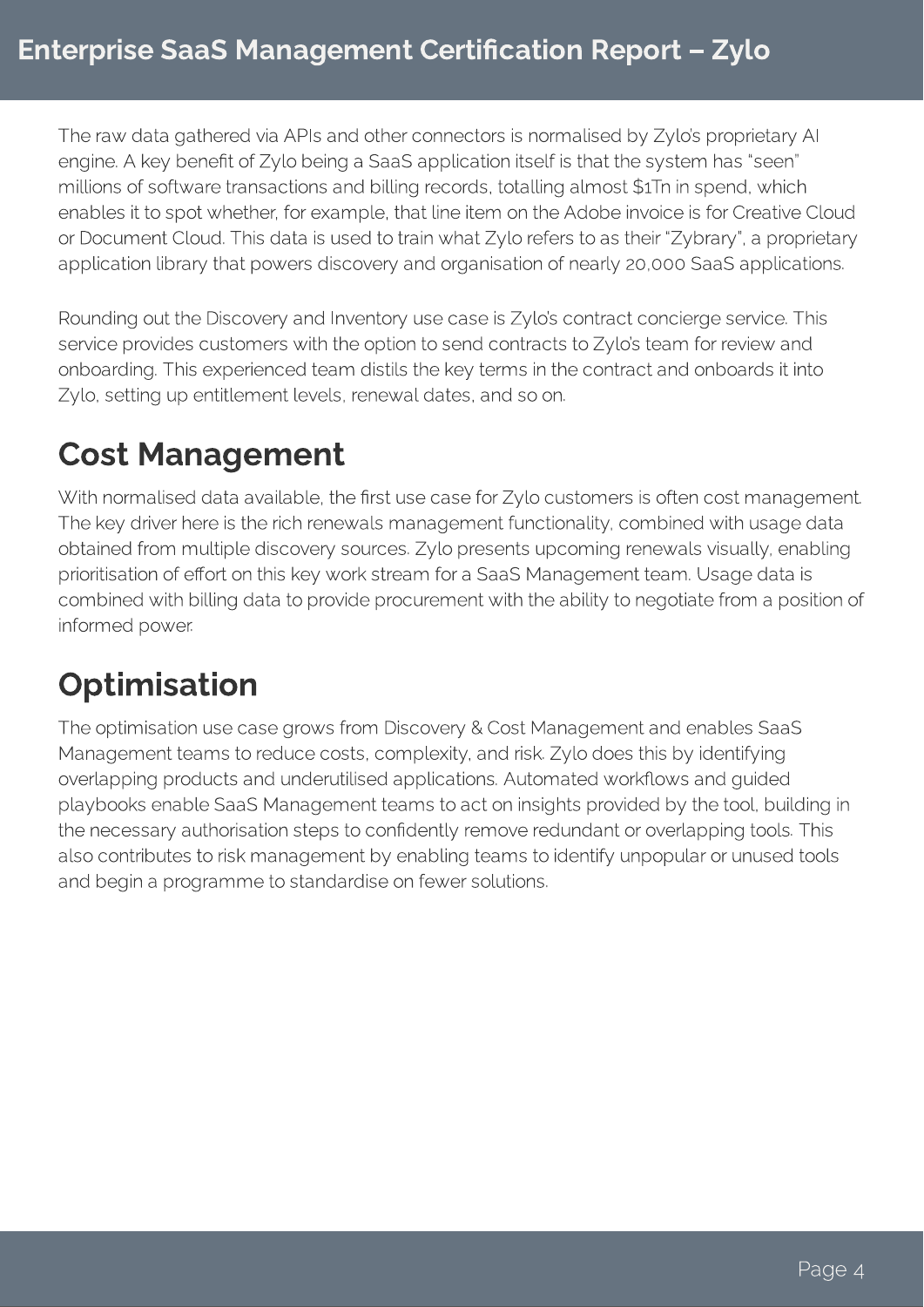The raw data gathered via APIs and other connectors is normalised by Zylo's proprietary AI engine. A key benefit of Zylo being a SaaS application itself is that the system has "seen" millions of software transactions and billing records, totalling almost $1Tn in spend, which enables it to spot whether, for example, that line item on the Adobe invoice is for Creative Cloud or Document Cloud. This data is used to train what Zylo refers to as their "Zybrary", a proprietary application library that powers discovery and organisation of nearly 20,000 SaaS applications.

Rounding out the Discovery and Inventory use case is Zylo's contract concierge service. This service provides customers with the option to send contracts to Zylo's team for review and onboarding. This experienced team distils the key terms in the contract and onboards it into Zylo, setting up entitlement levels, renewal dates, and so on.

## Cost Management

With normalised data available, the first use case for Zylo customers is often cost management. The key driver here is the rich renewals management functionality, combined with usage data obtained from multiple discovery sources. Zylo presents upcoming renewals visually, enabling prioritisation of effort on this key work stream for a SaaS Management team. Usage data is combined with billing data to provide procurement with the ability to negotiate from a position of informed power.

## Optimisation

The optimisation use case grows from Discovery & Cost Management and enables SaaS Management teams to reduce costs, complexity, and risk. Zylo does this by identifying overlapping products and underutilised applications. Automated workflows and guided playbooks enable SaaS Management teams to act on insights provided by the tool, building in the necessary authorisation steps to confidently remove redundant or overlapping tools. This also contributes to risk management by enabling teams to identify unpopular or unused tools and begin a programme to standardise on fewer solutions.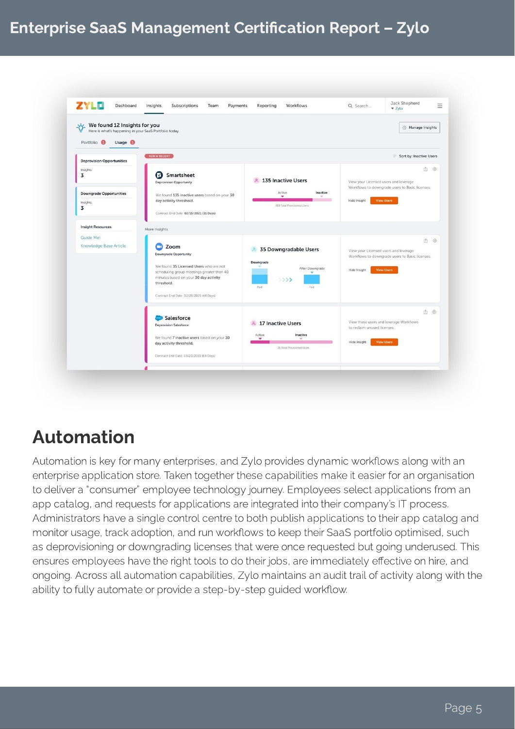## Automation

Automation is key for many enterprises, and Zylo provides dynamic workflows along with an enterprise application store. Taken together these capabilities make it easier for an organisation to deliver a "consumer" employee technology journey. Employees select applications from an app catalog, and requests for applications are integrated into their company's IT process. Administrators have a single control centre to both publish applications to their app catalog and monitor usage, track adoption, and run workflows to keep their SaaS portfolio optimised, such as deprovisioning or downgrading licenses that were once requested but going underused. This ensures employees have the right tools to do their jobs, are immediately effective on hire, and ongoing. Across all automation capabilities, Zylo maintains an audit trail of activity along with the ability to fully automate or provide a step-by-step guided workflow.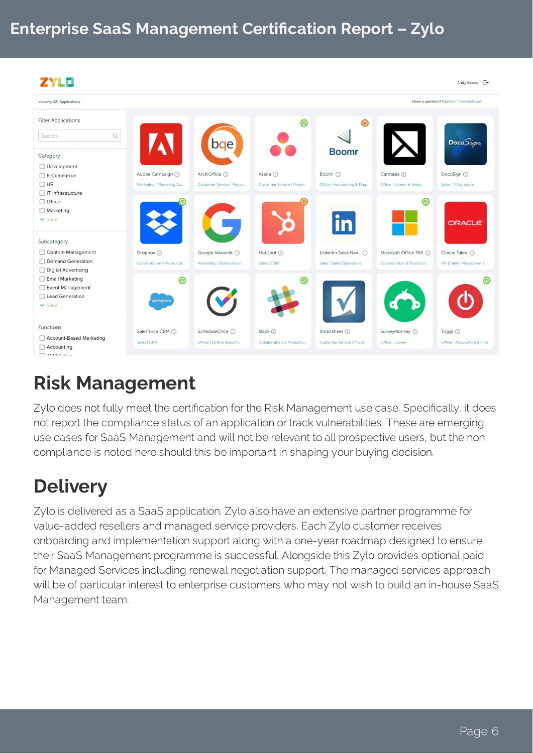## Risk Management

Zylo does not fully meet the certification for the Risk Management use case. Specifically, it does not report the compliance status of an application or track vulnerabilities. These are emerging use cases for SaaS Management and will not be relevant to all prospective users, but the non-compliance is noted here should this be important in shaping your buying decision.

## Delivery

Zylo is delivered as a SaaS application. Zylo also have an extensive partner programme for value-added resellers and managed service providers. Each Zylo customer receives onboarding and implementation support along with a one-year roadmap designed to ensure their SaaS Management programme is successful. Alongside this Zylo provides optional paid-for Managed Services including renewal negotiation support. The managed services approach will be of particular interest to enterprise customers who may not wish to build an in-house SaaS Management team.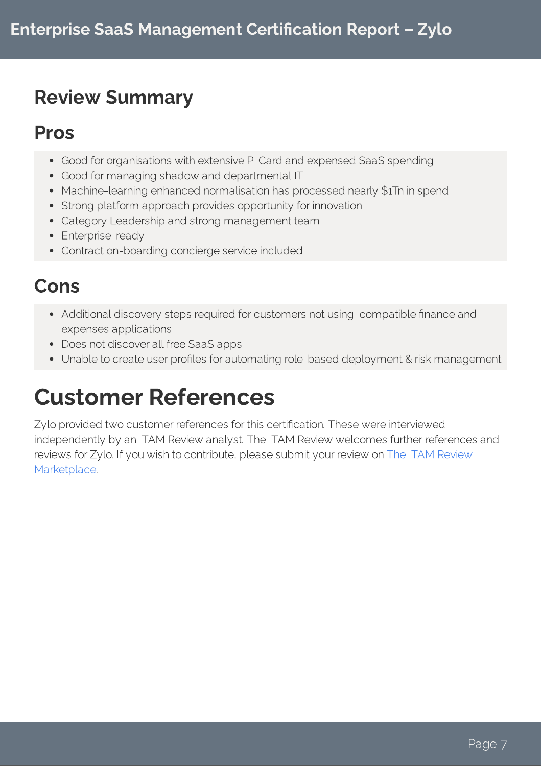## Review Summary

### Pros

- Good for organisations with extensive P-Card and expensed SaaS spending
- Good for managing shadow and departmental IT
- Machine-learning enhanced normalisation has processed nearly $1Tn in spend
- Strong platform approach provides opportunity for innovation
- Category Leadership and strong management team
- Enterprise-ready
- Contract on-boarding concierge service included

### Cons

- Additional discovery steps required for customers not using compatible finance and expenses applications
- Does not discover all free SaaS apps
- Unable to create user profiles for automating role-based deployment & risk management

# Customer References

Zylo provided two customer references for this certification. These were interviewed independently by an ITAM Review analyst. The ITAM Review welcomes further references and reviews for Zylo. If you wish to contribute, please submit your review on The ITAM Review Marketplace.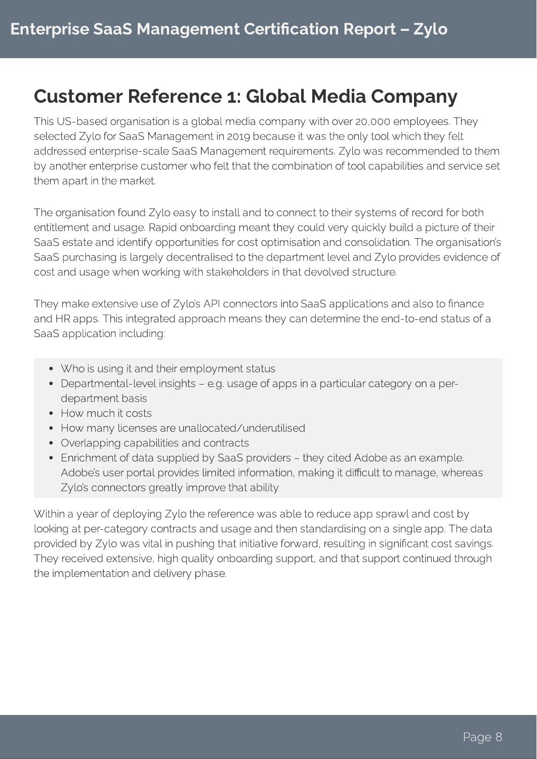## Customer Reference 1: Global Media Company

This US-based organisation is a global media company with over 20,000 employees. They selected Zylo for SaaS Management in 2019 because it was the only tool which they felt addressed enterprise-scale SaaS Management requirements. Zylo was recommended to them by another enterprise customer who felt that the combination of tool capabilities and service set them apart in the market.

The organisation found Zylo easy to install and to connect to their systems of record for both entitlement and usage. Rapid onboarding meant they could very quickly build a picture of their SaaS estate and identify opportunities for cost optimisation and consolidation. The organisation's SaaS purchasing is largely decentralised to the department level and Zylo provides evidence of cost and usage when working with stakeholders in that devolved structure.

They make extensive use of Zylo's API connectors into SaaS applications and also to finance and HR apps. This integrated approach means they can determine the end-to-end status of a SaaS application including:

- Who is using it and their employment status
- Departmental-level insights – e.g. usage of apps in a particular category on a per-department basis
- How much it costs
- How many licenses are unallocated/underutilised
- Overlapping capabilities and contracts
- Enrichment of data supplied by SaaS providers – they cited Adobe as an example. Adobe's user portal provides limited information, making it difficult to manage, whereas Zylo's connectors greatly improve that ability

Within a year of deploying Zylo the reference was able to reduce app sprawl and cost by looking at per-category contracts and usage and then standardising on a single app. The data provided by Zylo was vital in pushing that initiative forward, resulting in significant cost savings. They received extensive, high quality onboarding support, and that support continued through the implementation and delivery phase.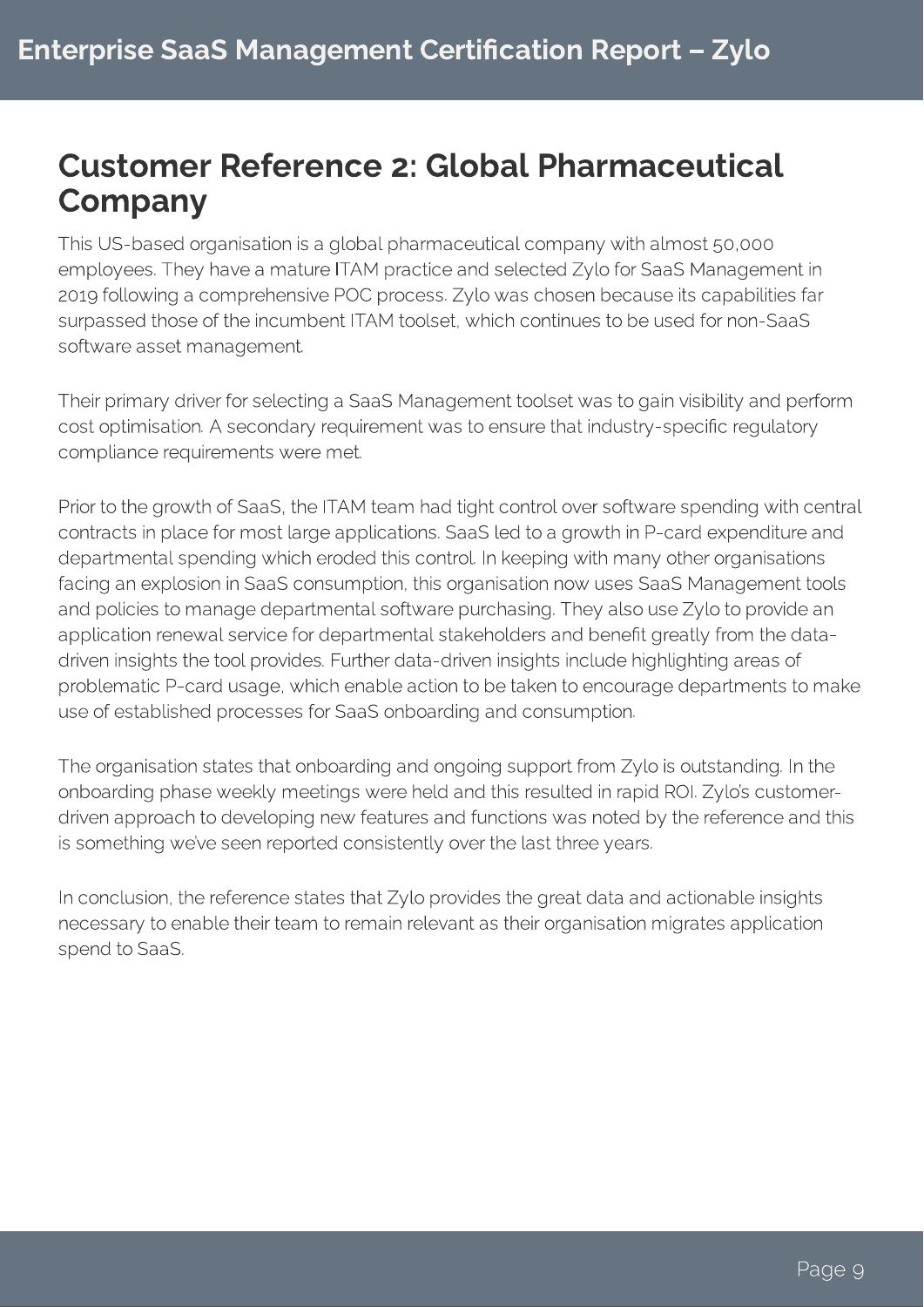## Customer Reference 2: Global Pharmaceutical Company

This US-based organisation is a global pharmaceutical company with almost 50,000 employees. They have a mature ITAM practice and selected Zylo for SaaS Management in 2019 following a comprehensive POC process. Zylo was chosen because its capabilities far surpassed those of the incumbent ITAM toolset, which continues to be used for non-SaaS software asset management.

Their primary driver for selecting a SaaS Management toolset was to gain visibility and perform cost optimisation. A secondary requirement was to ensure that industry-specific regulatory compliance requirements were met.

Prior to the growth of SaaS, the ITAM team had tight control over software spending with central contracts in place for most large applications. SaaS led to a growth in P-card expenditure and departmental spending which eroded this control. In keeping with many other organisations facing an explosion in SaaS consumption, this organisation now uses SaaS Management tools and policies to manage departmental software purchasing. They also use Zylo to provide an application renewal service for departmental stakeholders and benefit greatly from the data-driven insights the tool provides. Further data-driven insights include highlighting areas of problematic P-card usage, which enable action to be taken to encourage departments to make use of established processes for SaaS onboarding and consumption.

The organisation states that onboarding and ongoing support from Zylo is outstanding. In the onboarding phase weekly meetings were held and this resulted in rapid ROI. Zylo's customer-driven approach to developing new features and functions was noted by the reference and this is something we've seen reported consistently over the last three years.

In conclusion, the reference states that Zylo provides the great data and actionable insights necessary to enable their team to remain relevant as their organisation migrates application spend to SaaS.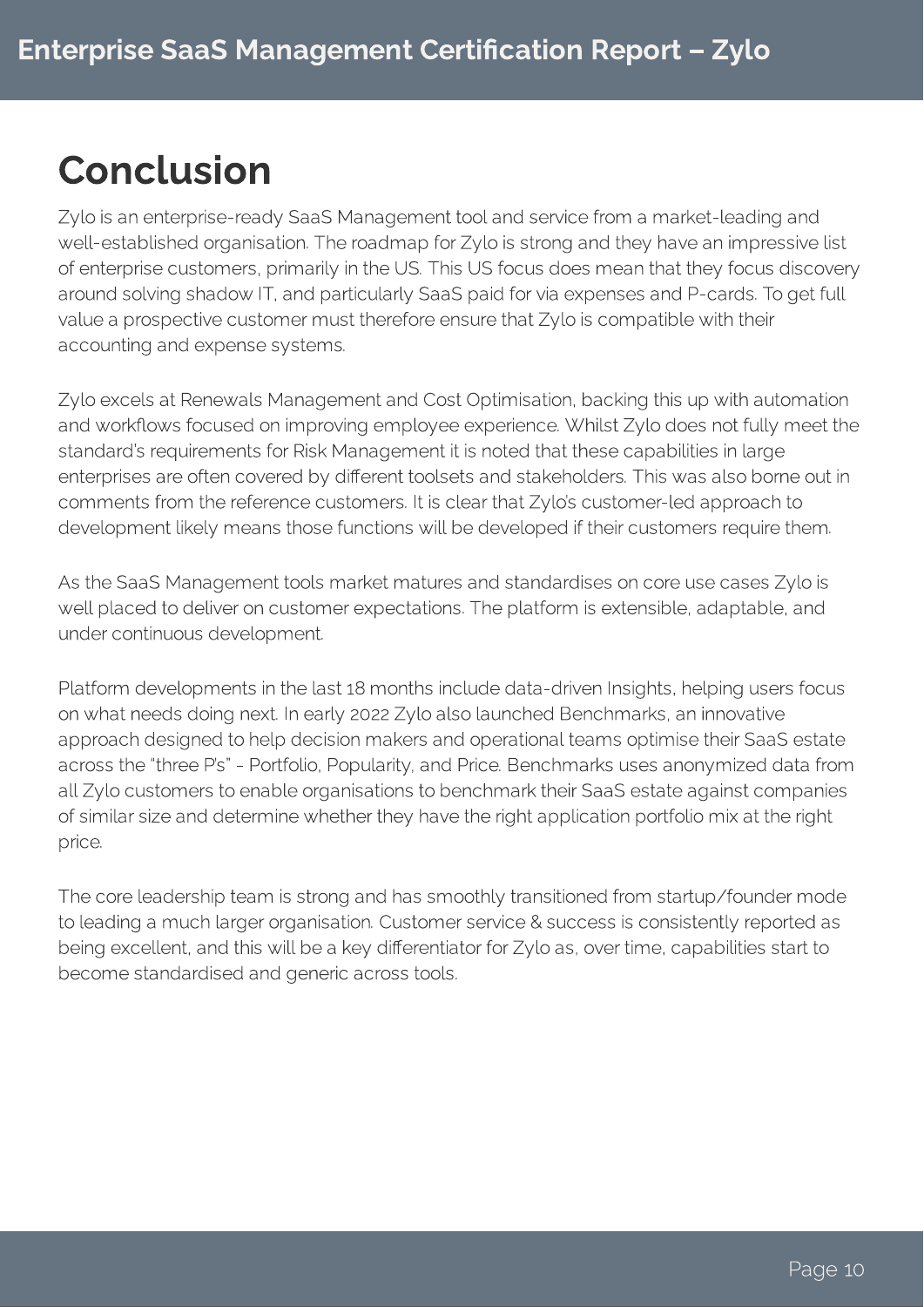# Conclusion

Zylo is an enterprise-ready SaaS Management tool and service from a market-leading and well-established organisation. The roadmap for Zylo is strong and they have an impressive list of enterprise customers, primarily in the US. This US focus does mean that they focus discovery around solving shadow IT, and particularly SaaS paid for via expenses and P-cards. To get full value a prospective customer must therefore ensure that Zylo is compatible with their accounting and expense systems.

Zylo excels at Renewals Management and Cost Optimisation, backing this up with automation and workflows focused on improving employee experience. Whilst Zylo does not fully meet the standard's requirements for Risk Management it is noted that these capabilities in large enterprises are often covered by different toolsets and stakeholders. This was also borne out in comments from the reference customers. It is clear that Zylo's customer-led approach to development likely means those functions will be developed if their customers require them.

As the SaaS Management tools market matures and standardises on core use cases Zylo is well placed to deliver on customer expectations. The platform is extensible, adaptable, and under continuous development.

Platform developments in the last 18 months include data-driven Insights, helping users focus on what needs doing next. In early 2022 Zylo also launched Benchmarks, an innovative approach designed to help decision makers and operational teams optimise their SaaS estate across the "three P's" - Portfolio, Popularity, and Price. Benchmarks uses anonymized data from all Zylo customers to enable organisations to benchmark their SaaS estate against companies of similar size and determine whether they have the right application portfolio mix at the right price.

The core leadership team is strong and has smoothly transitioned from startup/founder mode to leading a much larger organisation. Customer service & success is consistently reported as being excellent, and this will be a key differentiator for Zylo as, over time, capabilities start to become standardised and generic across tools.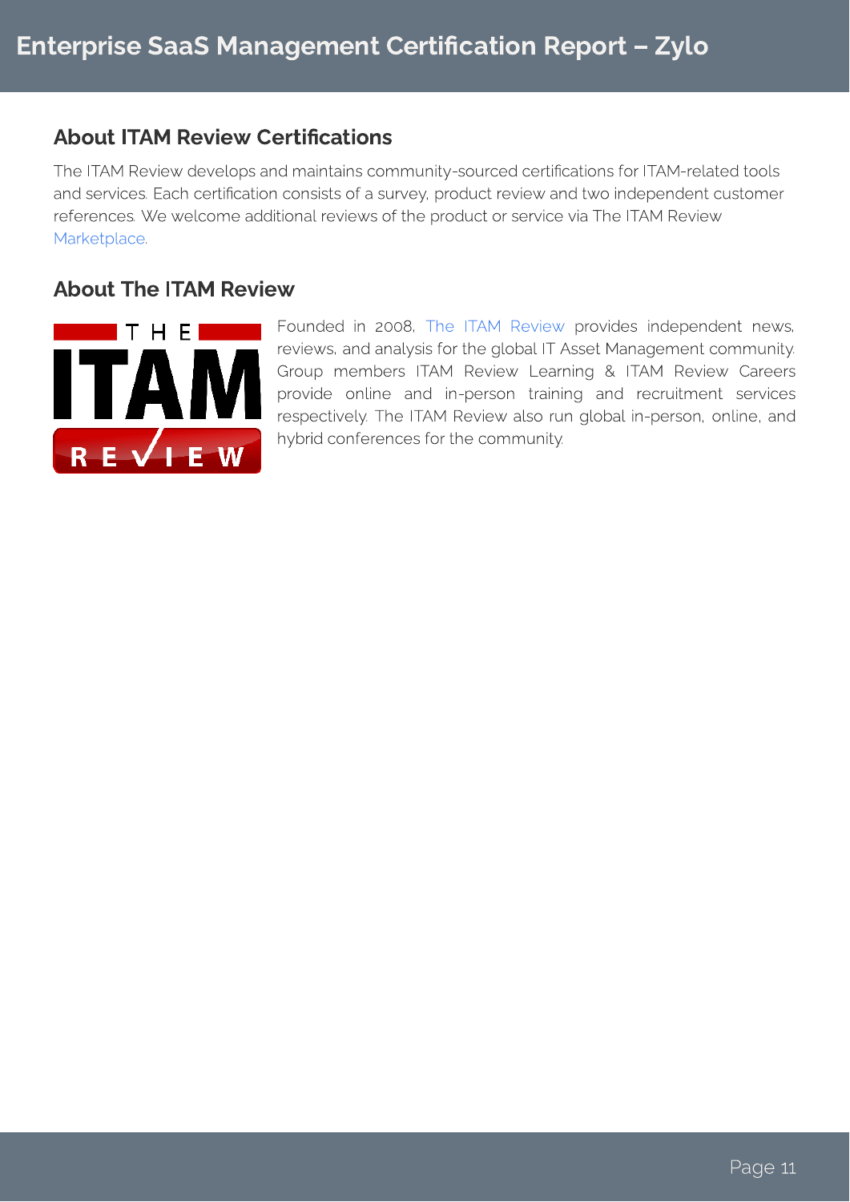## About ITAM Review Certifications

The ITAM Review develops and maintains community-sourced certifications for ITAM-related tools and services. Each certification consists of a survey, product review and two independent customer references. We welcome additional reviews of the product or service via The ITAM Review Marketplace.

## About The ITAM Review

Founded in 2008, The ITAM Review provides independent news, reviews, and analysis for the global IT Asset Management community. Group members ITAM Review Learning & ITAM Review Careers provide online and in-person training and recruitment services respectively. The ITAM Review also run global in-person, online, and hybrid conferences for the community.